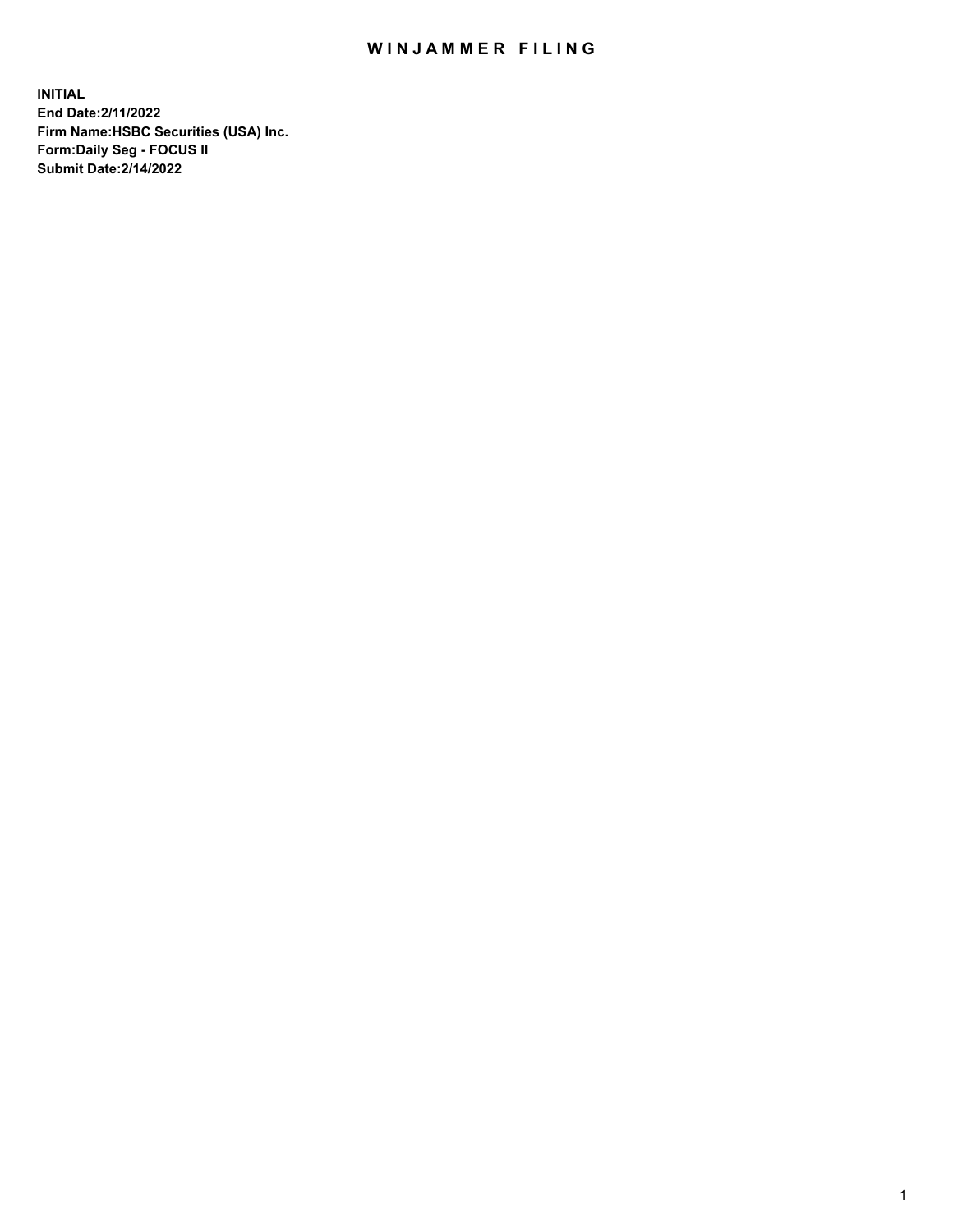# WINJAMMER FILING

**INITIAL**
**End Date:2/11/2022**
**Firm Name:HSBC Securities (USA) Inc.**
**Form:Daily Seg - FOCUS II**
**Submit Date:2/14/2022**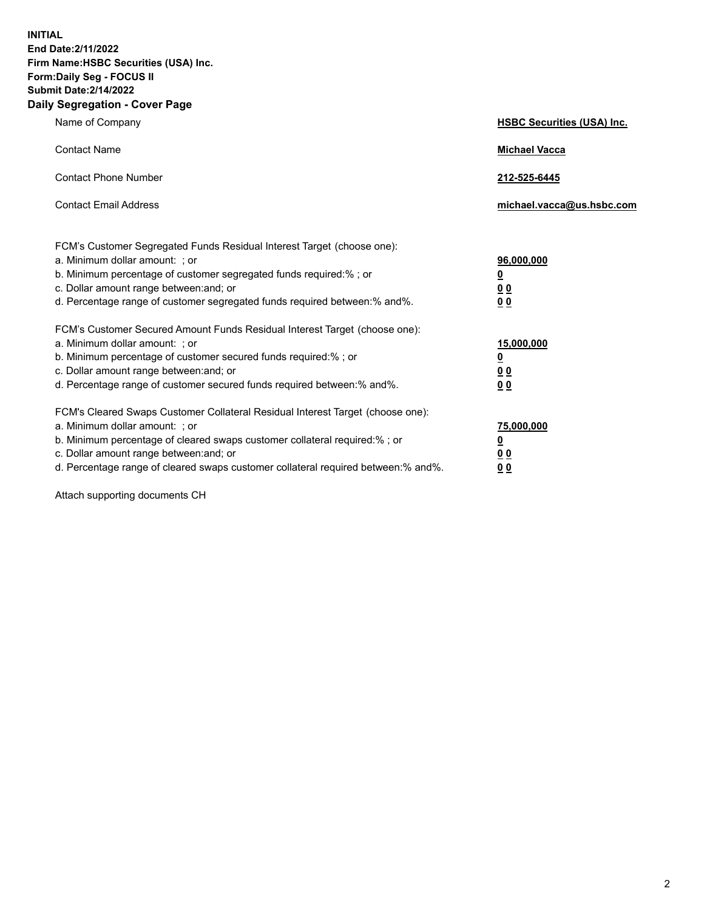**INITIAL**
**End Date:2/11/2022**
**Firm Name:HSBC Securities (USA) Inc.**
**Form:Daily Seg - FOCUS II**
**Submit Date:2/14/2022**

## Daily Segregation - Cover Page

| | |
|---|---|
| Name of Company | **HSBC Securities (USA) Inc.** |
| Contact Name | **Michael Vacca** |
| Contact Phone Number | **212-525-6445** |
| Contact Email Address | **michael.vacca@us.hsbc.com** |

| | |
|---|---|
| FCM's Customer Segregated Funds Residual Interest Target (choose one): | |
| a. Minimum dollar amount: ; or | **96,000,000** |
| b. Minimum percentage of customer segregated funds required:% ; or | **0** |
| c. Dollar amount range between:and; or | **0 0** |
| d. Percentage range of customer segregated funds required between:% and%. | **0 0** |
| FCM's Customer Secured Amount Funds Residual Interest Target (choose one): | |
| a. Minimum dollar amount: ; or | **15,000,000** |
| b. Minimum percentage of customer secured funds required:% ; or | **0** |
| c. Dollar amount range between:and; or | **0 0** |
| d. Percentage range of customer secured funds required between:% and%. | **0 0** |
| FCM's Cleared Swaps Customer Collateral Residual Interest Target (choose one): | |
| a. Minimum dollar amount: ; or | **75,000,000** |
| b. Minimum percentage of cleared swaps customer collateral required:% ; or | **0** |
| c. Dollar amount range between:and; or | **0 0** |
| d. Percentage range of cleared swaps customer collateral required between:% and%. | **0 0** |

Attach supporting documents CH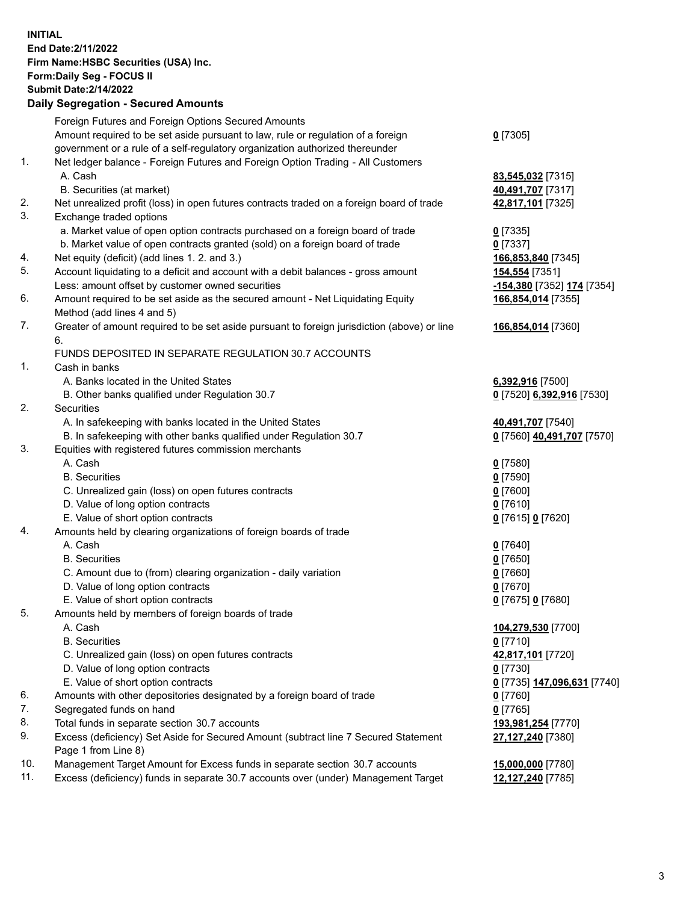**INITIAL**
**End Date:2/11/2022**
**Firm Name:HSBC Securities (USA) Inc.**
**Form:Daily Seg - FOCUS II**
**Submit Date:2/14/2022**

## Daily Segregation - Secured Amounts

| | | |
|---|---|---|
| | Foreign Futures and Foreign Options Secured Amounts | |
| | Amount required to be set aside pursuant to law, rule or regulation of a foreign government or a rule of a self-regulatory organization authorized thereunder | **0** [7305] |
| 1. | Net ledger balance - Foreign Futures and Foreign Option Trading - All Customers | |
| | A. Cash | **83,545,032** [7315] |
| | B. Securities (at market) | **40,491,707** [7317] |
| 2. | Net unrealized profit (loss) in open futures contracts traded on a foreign board of trade | **42,817,101** [7325] |
| 3. | Exchange traded options | |
| | a. Market value of open option contracts purchased on a foreign board of trade | **0** [7335] |
| | b. Market value of open contracts granted (sold) on a foreign board of trade | **0** [7337] |
| 4. | Net equity (deficit) (add lines 1. 2. and 3.) | **166,853,840** [7345] |
| 5. | Account liquidating to a deficit and account with a debit balances - gross amount | **154,554** [7351] |
| | Less: amount offset by customer owned securities | **-154,380** [7352] **174** [7354] |
| 6. | Amount required to be set aside as the secured amount - Net Liquidating Equity Method (add lines 4 and 5) | **166,854,014** [7355] |
| 7. | Greater of amount required to be set aside pursuant to foreign jurisdiction (above) or line 6. | **166,854,014** [7360] |
| | FUNDS DEPOSITED IN SEPARATE REGULATION 30.7 ACCOUNTS | |
| 1. | Cash in banks | |
| | A. Banks located in the United States | **6,392,916** [7500] |
| | B. Other banks qualified under Regulation 30.7 | **0** [7520] **6,392,916** [7530] |
| 2. | Securities | |
| | A. In safekeeping with banks located in the United States | **40,491,707** [7540] |
| | B. In safekeeping with other banks qualified under Regulation 30.7 | **0** [7560] **40,491,707** [7570] |
| 3. | Equities with registered futures commission merchants | |
| | A. Cash | **0** [7580] |
| | B. Securities | **0** [7590] |
| | C. Unrealized gain (loss) on open futures contracts | **0** [7600] |
| | D. Value of long option contracts | **0** [7610] |
| | E. Value of short option contracts | **0** [7615] **0** [7620] |
| 4. | Amounts held by clearing organizations of foreign boards of trade | |
| | A. Cash | **0** [7640] |
| | B. Securities | **0** [7650] |
| | C. Amount due to (from) clearing organization - daily variation | **0** [7660] |
| | D. Value of long option contracts | **0** [7670] |
| | E. Value of short option contracts | **0** [7675] **0** [7680] |
| 5. | Amounts held by members of foreign boards of trade | |
| | A. Cash | **104,279,530** [7700] |
| | B. Securities | **0** [7710] |
| | C. Unrealized gain (loss) on open futures contracts | **42,817,101** [7720] |
| | D. Value of long option contracts | **0** [7730] |
| | E. Value of short option contracts | **0** [7735] **147,096,631** [7740] |
| 6. | Amounts with other depositories designated by a foreign board of trade | **0** [7760] |
| 7. | Segregated funds on hand | **0** [7765] |
| 8. | Total funds in separate section 30.7 accounts | **193,981,254** [7770] |
| 9. | Excess (deficiency) Set Aside for Secured Amount (subtract line 7 Secured Statement Page 1 from Line 8) | **27,127,240** [7380] |
| 10. | Management Target Amount for Excess funds in separate section 30.7 accounts | **15,000,000** [7780] |
| 11. | Excess (deficiency) funds in separate 30.7 accounts over (under) Management Target | **12,127,240** [7785] |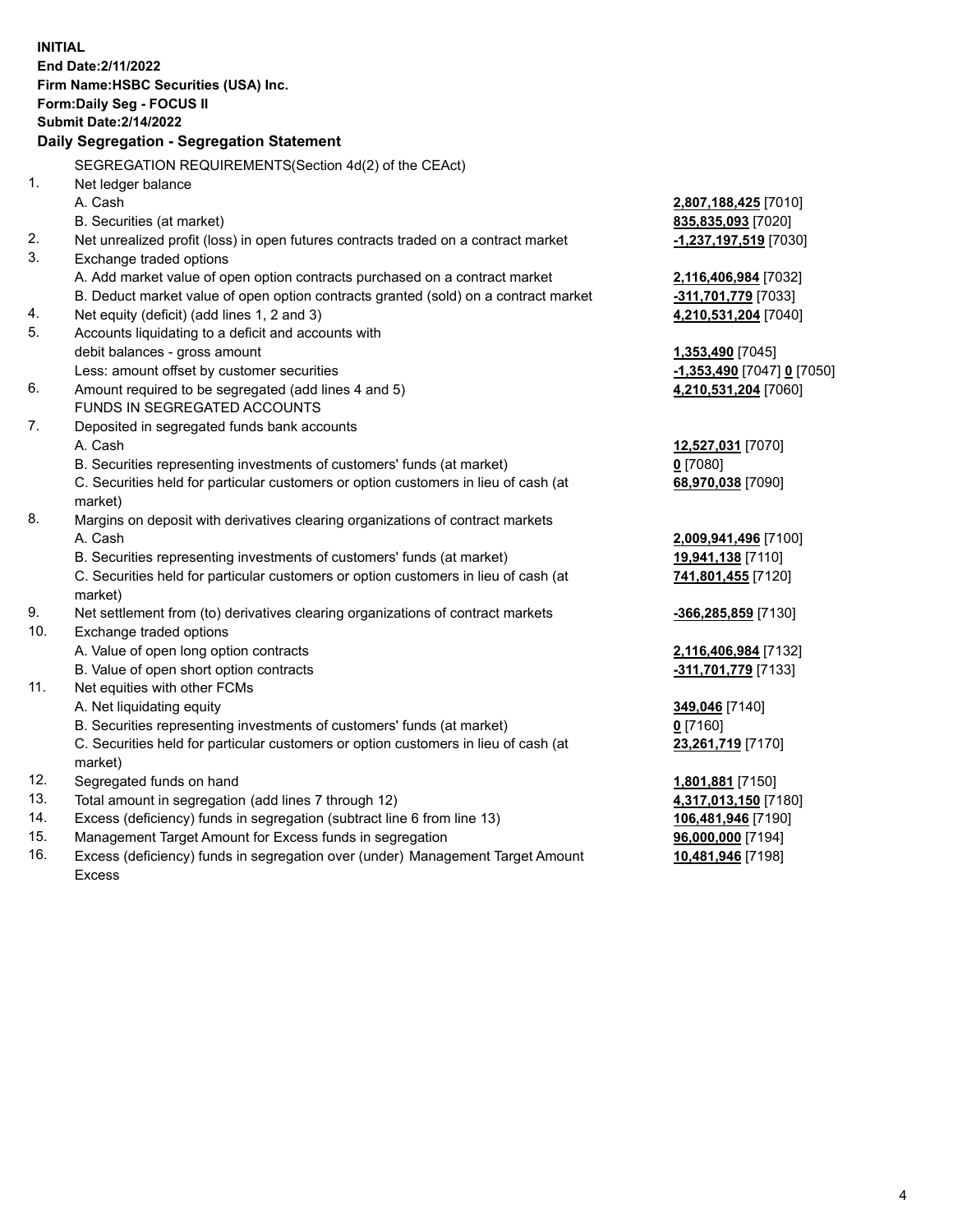**INITIAL**
**End Date:2/11/2022**
**Firm Name:HSBC Securities (USA) Inc.**
**Form:Daily Seg - FOCUS II**
**Submit Date:2/14/2022**

## Daily Segregation - Segregation Statement

SEGREGATION REQUIREMENTS(Section 4d(2) of the CEAct)

| | | |
|---|---|---|
| 1. | Net ledger balance | |
| | A. Cash | **2,807,188,425** [7010] |
| | B. Securities (at market) | **835,835,093** [7020] |
| 2. | Net unrealized profit (loss) in open futures contracts traded on a contract market | **-1,237,197,519** [7030] |
| 3. | Exchange traded options | |
| | A. Add market value of open option contracts purchased on a contract market | **2,116,406,984** [7032] |
| | B. Deduct market value of open option contracts granted (sold) on a contract market | **-311,701,779** [7033] |
| 4. | Net equity (deficit) (add lines 1, 2 and 3) | **4,210,531,204** [7040] |
| 5. | Accounts liquidating to a deficit and accounts with | |
| | debit balances - gross amount | **1,353,490** [7045] |
| | Less: amount offset by customer securities | **-1,353,490** [7047] **0** [7050] |
| 6. | Amount required to be segregated (add lines 4 and 5) | **4,210,531,204** [7060] |
| | FUNDS IN SEGREGATED ACCOUNTS | |
| 7. | Deposited in segregated funds bank accounts | |
| | A. Cash | **12,527,031** [7070] |
| | B. Securities representing investments of customers' funds (at market) | **0** [7080] |
| | C. Securities held for particular customers or option customers in lieu of cash (at market) | **68,970,038** [7090] |
| 8. | Margins on deposit with derivatives clearing organizations of contract markets | |
| | A. Cash | **2,009,941,496** [7100] |
| | B. Securities representing investments of customers' funds (at market) | **19,941,138** [7110] |
| | C. Securities held for particular customers or option customers in lieu of cash (at market) | **741,801,455** [7120] |
| 9. | Net settlement from (to) derivatives clearing organizations of contract markets | **-366,285,859** [7130] |
| 10. | Exchange traded options | |
| | A. Value of open long option contracts | **2,116,406,984** [7132] |
| | B. Value of open short option contracts | **-311,701,779** [7133] |
| 11. | Net equities with other FCMs | |
| | A. Net liquidating equity | **349,046** [7140] |
| | B. Securities representing investments of customers' funds (at market) | **0** [7160] |
| | C. Securities held for particular customers or option customers in lieu of cash (at market) | **23,261,719** [7170] |
| 12. | Segregated funds on hand | **1,801,881** [7150] |
| 13. | Total amount in segregation (add lines 7 through 12) | **4,317,013,150** [7180] |
| 14. | Excess (deficiency) funds in segregation (subtract line 6 from line 13) | **106,481,946** [7190] |
| 15. | Management Target Amount for Excess funds in segregation | **96,000,000** [7194] |
| 16. | Excess (deficiency) funds in segregation over (under) Management Target Amount Excess | **10,481,946** [7198] |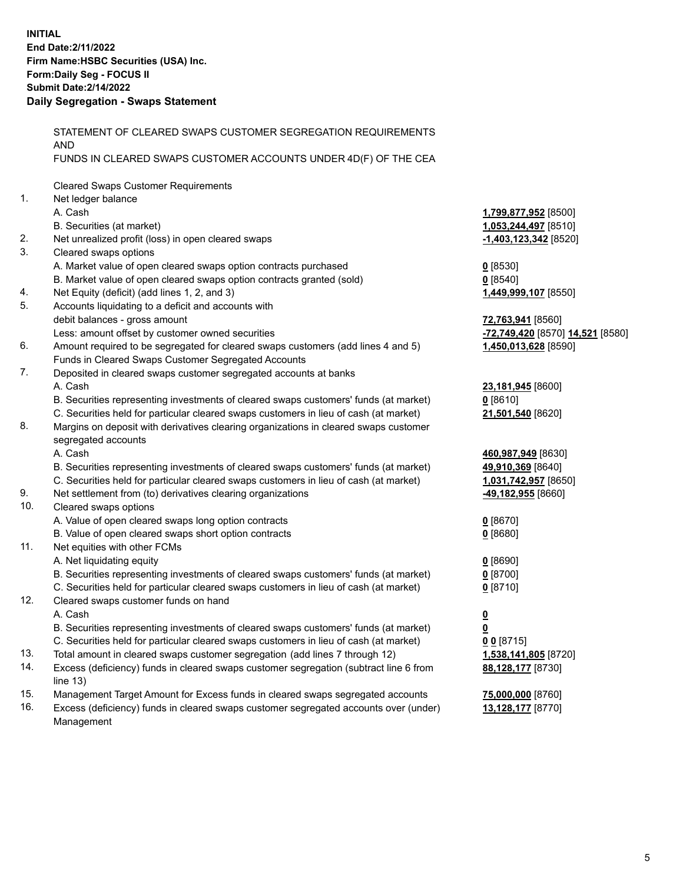**INITIAL**
**End Date:2/11/2022**
**Firm Name:HSBC Securities (USA) Inc.**
**Form:Daily Seg - FOCUS II**
**Submit Date:2/14/2022**
**Daily Segregation - Swaps Statement**

STATEMENT OF CLEARED SWAPS CUSTOMER SEGREGATION REQUIREMENTS AND
FUNDS IN CLEARED SWAPS CUSTOMER ACCOUNTS UNDER 4D(F) OF THE CEA

| | | |
|---|---|---|
| | Cleared Swaps Customer Requirements | |
| 1. | Net ledger balance | |
| | A. Cash | **1,799,877,952** [8500] |
| | B. Securities (at market) | **1,053,244,497** [8510] |
| 2. | Net unrealized profit (loss) in open cleared swaps | **-1,403,123,342** [8520] |
| 3. | Cleared swaps options | |
| | A. Market value of open cleared swaps option contracts purchased | **0** [8530] |
| | B. Market value of open cleared swaps option contracts granted (sold) | **0** [8540] |
| 4. | Net Equity (deficit) (add lines 1, 2, and 3) | **1,449,999,107** [8550] |
| 5. | Accounts liquidating to a deficit and accounts with debit balances - gross amount | **72,763,941** [8560] |
| | Less: amount offset by customer owned securities | **-72,749,420** [8570] **14,521** [8580] |
| 6. | Amount required to be segregated for cleared swaps customers (add lines 4 and 5) | **1,450,013,628** [8590] |
| | Funds in Cleared Swaps Customer Segregated Accounts | |
| 7. | Deposited in cleared swaps customer segregated accounts at banks | |
| | A. Cash | **23,181,945** [8600] |
| | B. Securities representing investments of cleared swaps customers' funds (at market) | **0** [8610] |
| | C. Securities held for particular cleared swaps customers in lieu of cash (at market) | **21,501,540** [8620] |
| 8. | Margins on deposit with derivatives clearing organizations in cleared swaps customer segregated accounts | |
| | A. Cash | **460,987,949** [8630] |
| | B. Securities representing investments of cleared swaps customers' funds (at market) | **49,910,369** [8640] |
| | C. Securities held for particular cleared swaps customers in lieu of cash (at market) | **1,031,742,957** [8650] |
| 9. | Net settlement from (to) derivatives clearing organizations | **-49,182,955** [8660] |
| 10. | Cleared swaps options | |
| | A. Value of open cleared swaps long option contracts | **0** [8670] |
| | B. Value of open cleared swaps short option contracts | **0** [8680] |
| 11. | Net equities with other FCMs | |
| | A. Net liquidating equity | **0** [8690] |
| | B. Securities representing investments of cleared swaps customers' funds (at market) | **0** [8700] |
| | C. Securities held for particular cleared swaps customers in lieu of cash (at market) | **0** [8710] |
| 12. | Cleared swaps customer funds on hand | |
| | A. Cash | **0** |
| | B. Securities representing investments of cleared swaps customers' funds (at market) | **0** |
| | C. Securities held for particular cleared swaps customers in lieu of cash (at market) | **0** **0** [8715] |
| 13. | Total amount in cleared swaps customer segregation (add lines 7 through 12) | **1,538,141,805** [8720] |
| 14. | Excess (deficiency) funds in cleared swaps customer segregation (subtract line 6 from line 13) | **88,128,177** [8730] |
| 15. | Management Target Amount for Excess funds in cleared swaps segregated accounts | **75,000,000** [8760] |
| 16. | Excess (deficiency) funds in cleared swaps customer segregated accounts over (under) Management | **13,128,177** [8770] |